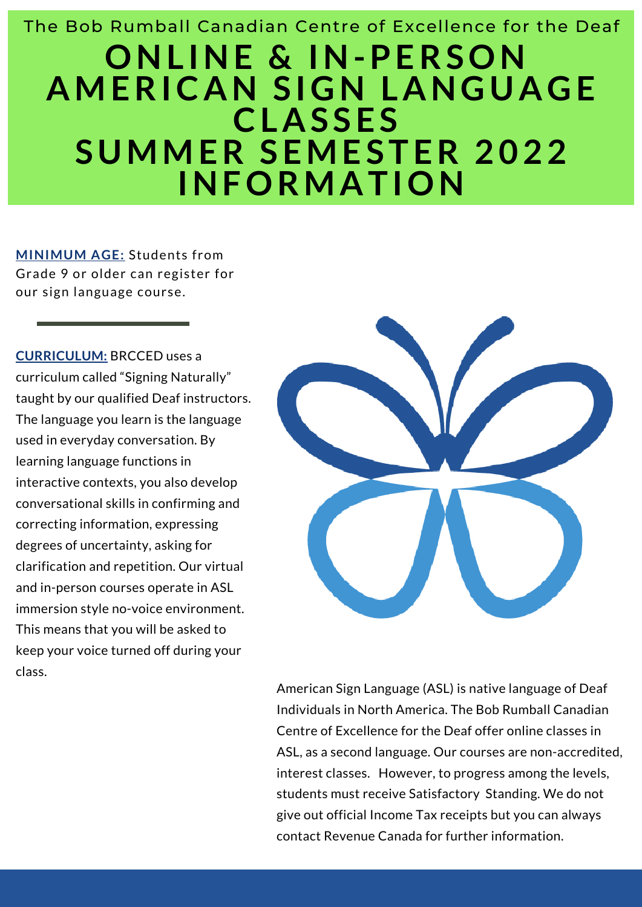The Bob Rumball Canadian Centre of Excellence for the Deaf

# ONLINE & IN-PERSON AMERICAN SIGN LANGUAGE CLASSES SUMMER SEMESTER 2022 INFORMATION

**MINIMUM AGE:** Students from Grade 9 or older can register for our sign language course.

**CURRICULUM:** BRCCED uses a curriculum called "Signing Naturally" taught by our qualified Deaf instructors. The language you learn is the language used in everyday conversation. By learning language functions in interactive contexts, you also develop conversational skills in confirming and correcting information, expressing degrees of uncertainty, asking for clarification and repetition. Our virtual and in-person courses operate in ASL immersion style no-voice environment. This means that you will be asked to keep your voice turned off during your class.

American Sign Language (ASL) is native language of Deaf Individuals in North America. The Bob Rumball Canadian Centre of Excellence for the Deaf offer online classes in ASL, as a second language. Our courses are non-accredited, interest classes. However, to progress among the levels, students must receive Satisfactory Standing. We do not give out official Income Tax receipts but you can always contact Revenue Canada for further information.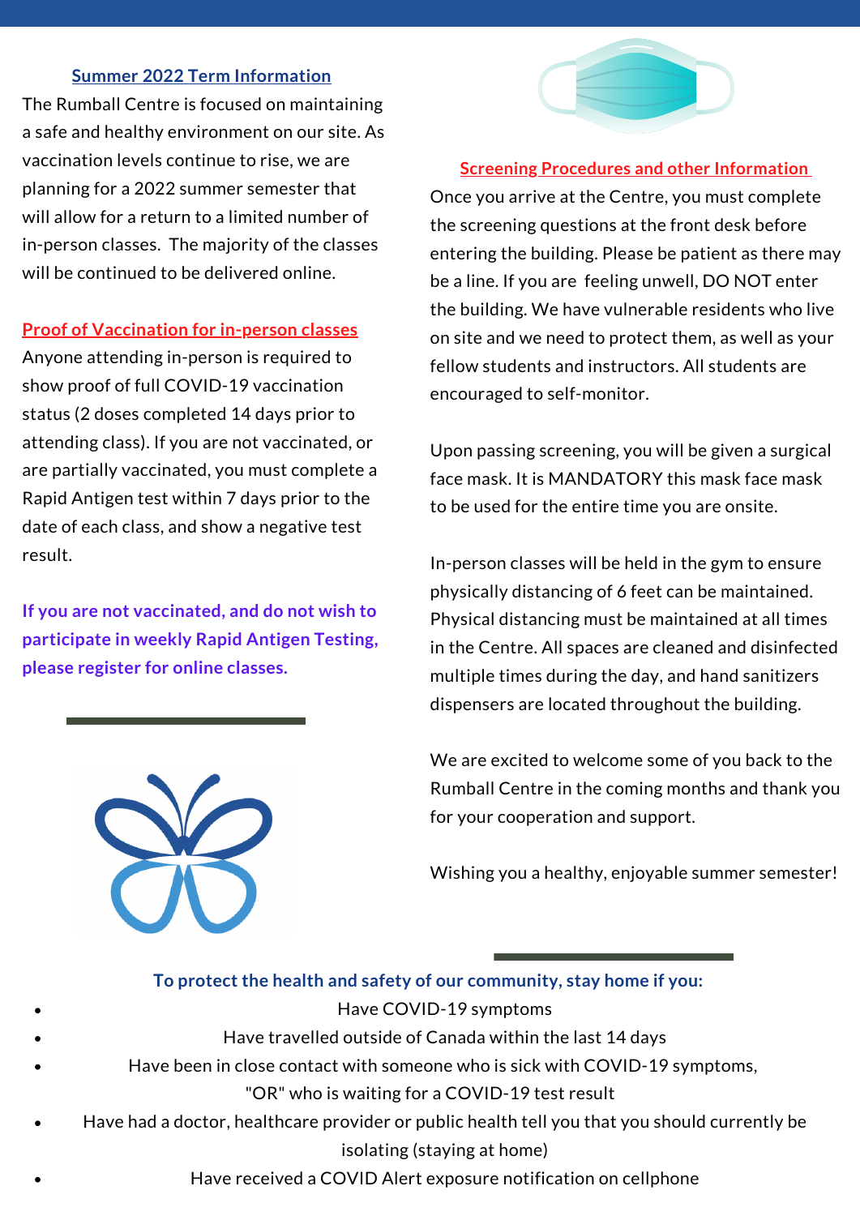## Summer 2022 Term Information

The Rumball Centre is focused on maintaining a safe and healthy environment on our site. As vaccination levels continue to rise, we are planning for a 2022 summer semester that will allow for a return to a limited number of in-person classes. The majority of the classes will be continued to be delivered online.

## Proof of Vaccination for in-person classes

Anyone attending in-person is required to show proof of full COVID-19 vaccination status (2 doses completed 14 days prior to attending class). If you are not vaccinated, or are partially vaccinated, you must complete a Rapid Antigen test within 7 days prior to the date of each class, and show a negative test result.

**If you are not vaccinated, and do not wish to participate in weekly Rapid Antigen Testing, please register for online classes.**

## Screening Procedures and other Information

Once you arrive at the Centre, you must complete the screening questions at the front desk before entering the building. Please be patient as there may be a line. If you are feeling unwell, DO NOT enter the building. We have vulnerable residents who live on site and we need to protect them, as well as your fellow students and instructors. All students are encouraged to self-monitor.

Upon passing screening, you will be given a surgical face mask. It is MANDATORY this mask face mask to be used for the entire time you are onsite.

In-person classes will be held in the gym to ensure physically distancing of 6 feet can be maintained. Physical distancing must be maintained at all times in the Centre. All spaces are cleaned and disinfected multiple times during the day, and hand sanitizers dispensers are located throughout the building.

We are excited to welcome some of you back to the Rumball Centre in the coming months and thank you for your cooperation and support.

Wishing you a healthy, enjoyable summer semester!

**To protect the health and safety of our community, stay home if you:**

- Have COVID-19 symptoms
- Have travelled outside of Canada within the last 14 days
- Have been in close contact with someone who is sick with COVID-19 symptoms, "OR" who is waiting for a COVID-19 test result
- Have had a doctor, healthcare provider or public health tell you that you should currently be isolating (staying at home)
- Have received a COVID Alert exposure notification on cellphone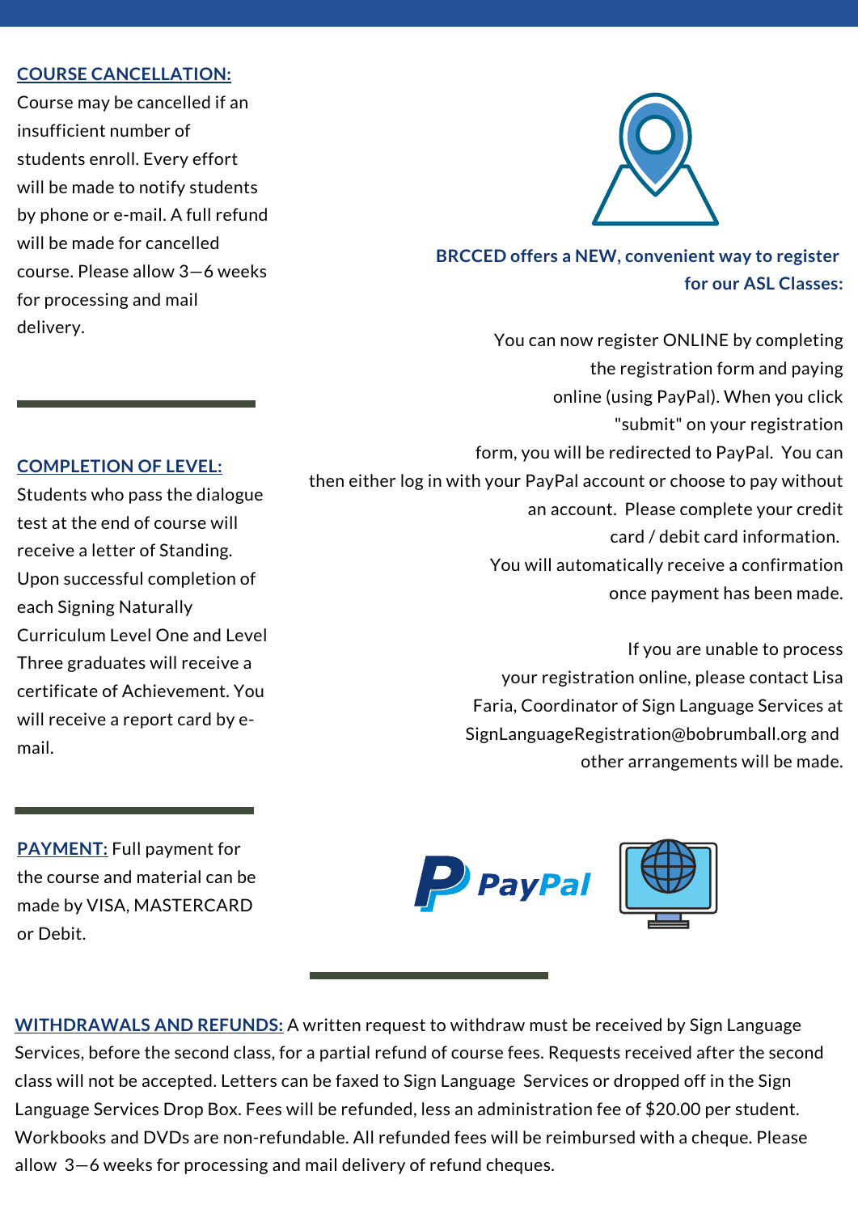**COURSE CANCELLATION:**
Course may be cancelled if an insufficient number of students enroll. Every effort will be made to notify students by phone or e-mail. A full refund will be made for cancelled course. Please allow 3—6 weeks for processing and mail delivery.

**COMPLETION OF LEVEL:**
Students who pass the dialogue test at the end of course will receive a letter of Standing. Upon successful completion of each Signing Naturally Curriculum Level One and Level Three graduates will receive a certificate of Achievement. You will receive a report card by e-mail.

**PAYMENT:** Full payment for the course and material can be made by VISA, MASTERCARD or Debit.

**BRCCED offers a NEW, convenient way to register for our ASL Classes:**

You can now register ONLINE by completing the registration form and paying online (using PayPal). When you click "submit" on your registration form, you will be redirected to PayPal. You can then either log in with your PayPal account or choose to pay without an account. Please complete your credit card / debit card information. You will automatically receive a confirmation once payment has been made.

If you are unable to process your registration online, please contact Lisa Faria, Coordinator of Sign Language Services at SignLanguageRegistration@bobrumball.org and other arrangements will be made.

PayPal

**WITHDRAWALS AND REFUNDS:** A written request to withdraw must be received by Sign Language Services, before the second class, for a partial refund of course fees. Requests received after the second class will not be accepted. Letters can be faxed to Sign Language Services or dropped off in the Sign Language Services Drop Box. Fees will be refunded, less an administration fee of $20.00 per student. Workbooks and DVDs are non-refundable. All refunded fees will be reimbursed with a cheque. Please allow 3—6 weeks for processing and mail delivery of refund cheques.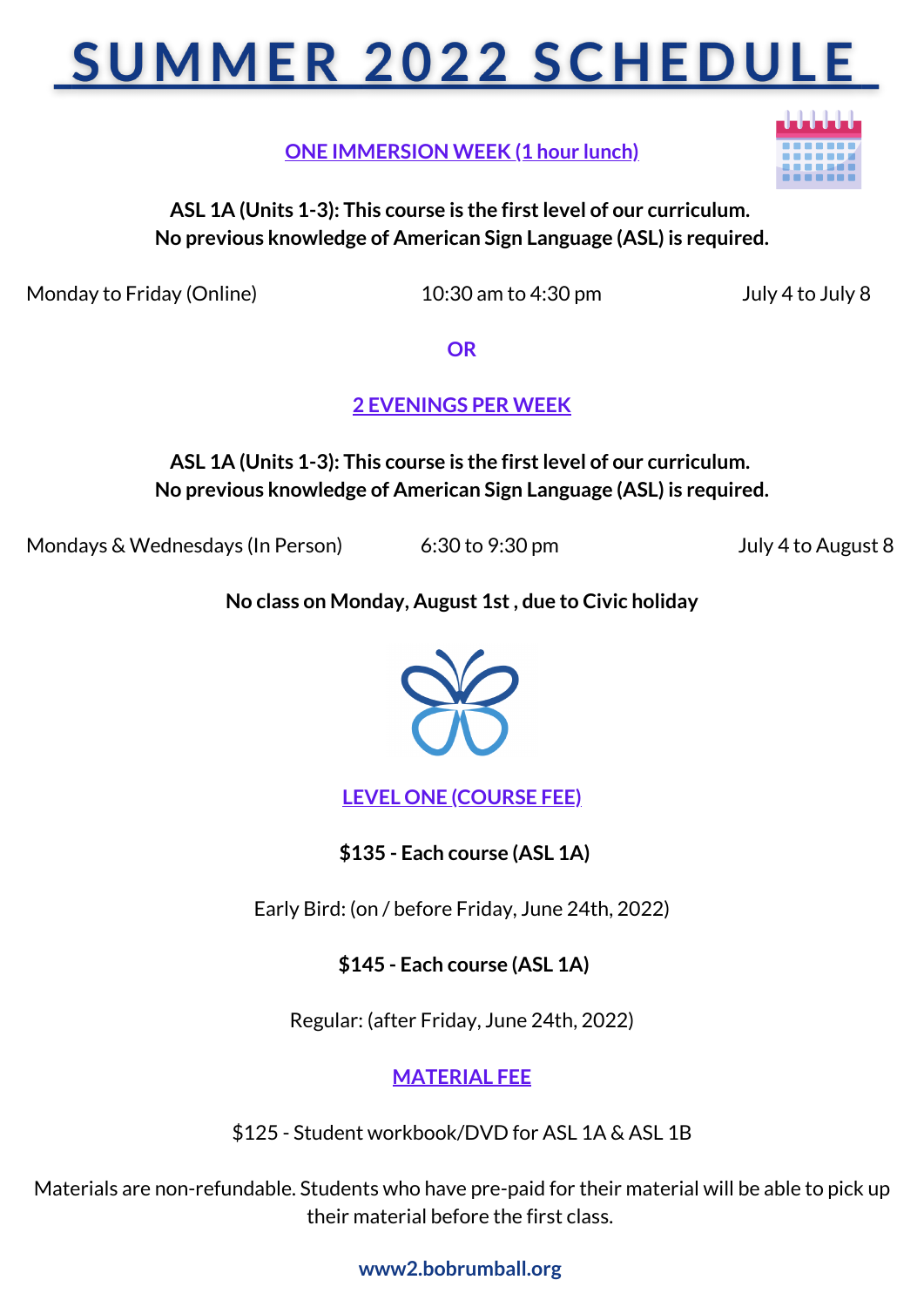# SUMMER 2022 SCHEDULE

## ONE IMMERSION WEEK (1 hour lunch)

**ASL 1A (Units 1-3): This course is the first level of our curriculum. No previous knowledge of American Sign Language (ASL) is required.**

Monday to Friday (Online) 10:30 am to 4:30 pm July 4 to July 8

**OR**

## 2 EVENINGS PER WEEK

**ASL 1A (Units 1-3): This course is the first level of our curriculum. No previous knowledge of American Sign Language (ASL) is required.**

Mondays & Wednesdays (In Person) 6:30 to 9:30 pm July 4 to August 8

**No class on Monday, August 1st , due to Civic holiday**

## LEVEL ONE (COURSE FEE)

**$135 - Each course (ASL 1A)**

Early Bird: (on / before Friday, June 24th, 2022)

**$145 - Each course (ASL 1A)**

Regular: (after Friday, June 24th, 2022)

## MATERIAL FEE

$125 - Student workbook/DVD for ASL 1A & ASL 1B

Materials are non-refundable. Students who have pre-paid for their material will be able to pick up their material before the first class.

**www2.bobrumball.org**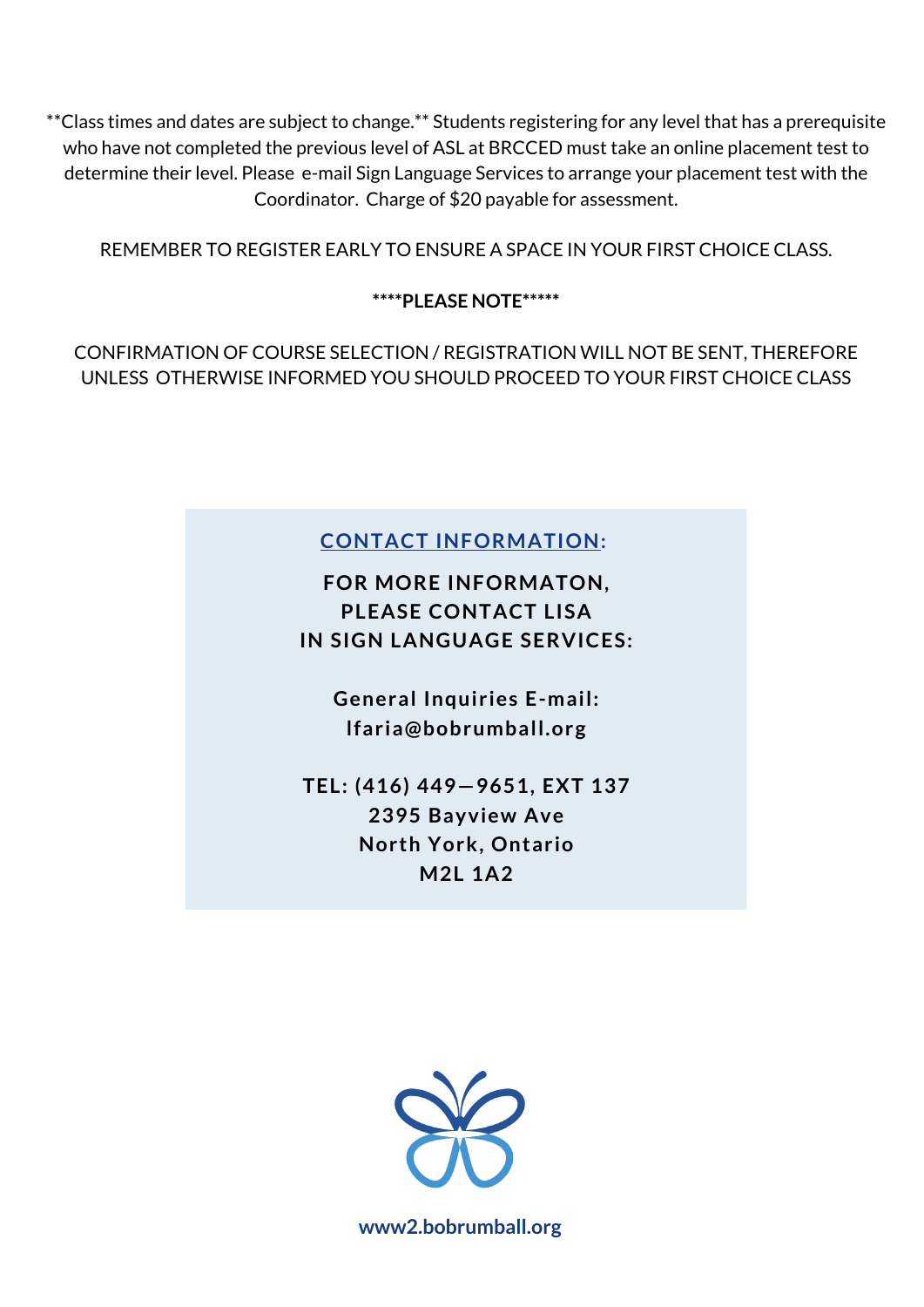**Class times and dates are subject to change.** Students registering for any level that has a prerequisite who have not completed the previous level of ASL at BRCCED must take an online placement test to determine their level. Please e-mail Sign Language Services to arrange your placement test with the Coordinator. Charge of $20 payable for assessment.

REMEMBER TO REGISTER EARLY TO ENSURE A SPACE IN YOUR FIRST CHOICE CLASS.

****PLEASE NOTE*****

CONFIRMATION OF COURSE SELECTION / REGISTRATION WILL NOT BE SENT, THEREFORE UNLESS OTHERWISE INFORMED YOU SHOULD PROCEED TO YOUR FIRST CHOICE CLASS

## CONTACT INFORMATION:

**FOR MORE INFORMATON, PLEASE CONTACT LISA IN SIGN LANGUAGE SERVICES:**

**General Inquiries E-mail:**
**lfaria@bobrumball.org**

**TEL: (416) 449—9651, EXT 137**
**2395 Bayview Ave**
**North York, Ontario**
**M2L 1A2**

**www2.bobrumball.org**